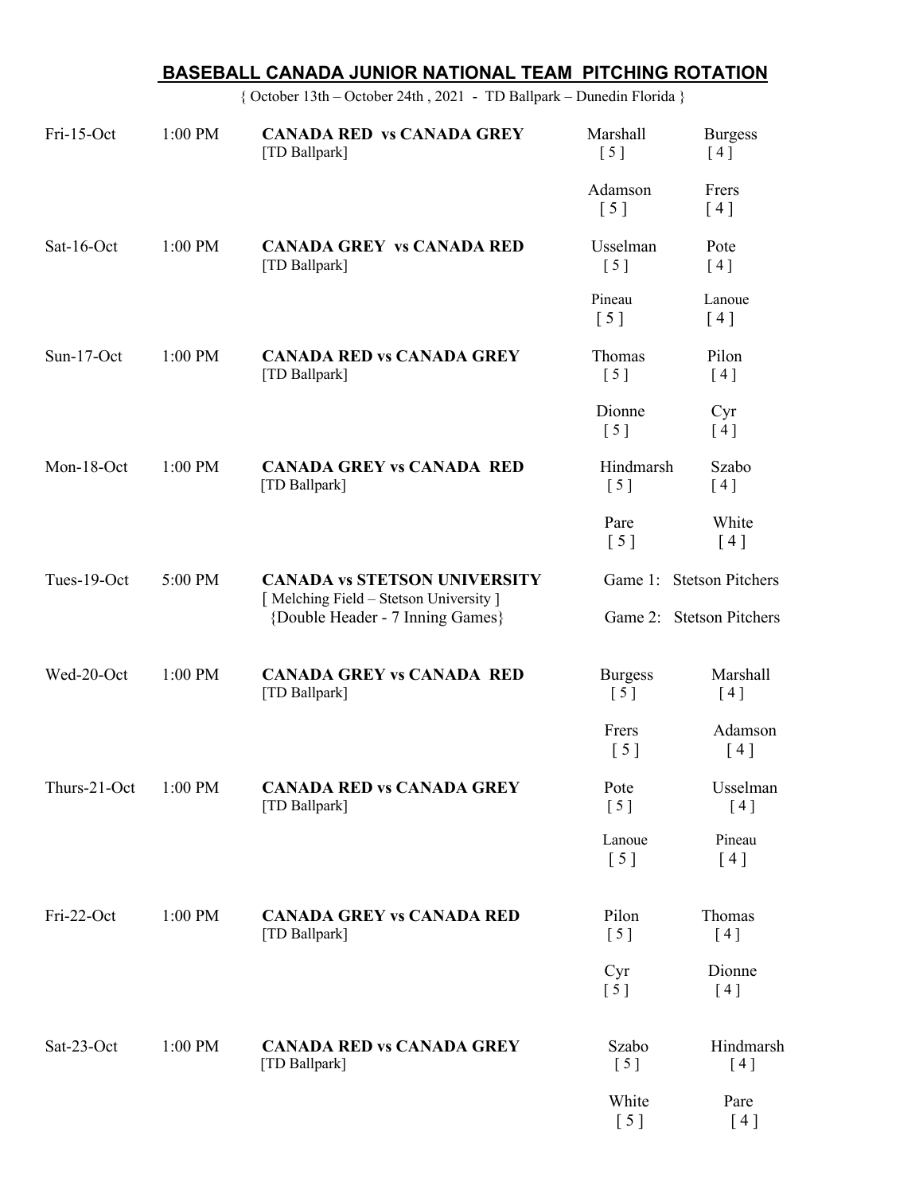# BASEBALL CANADA JUNIOR NATIONAL TEAM PITCHING ROTATION

{ October 13th – October 24th , 2021 - TD Ballpark – Dunedin Florida }

| Date | Time | Game | Pitcher | Pitcher |
|---|---|---|---|---|
| Fri-15-Oct | 1:00 PM | **CANADA RED vs CANADA GREY** [TD Ballpark] | Marshall [ 5 ] | Burgess [ 4 ] |
| | | | Adamson [ 5 ] | Frers [ 4 ] |
| Sat-16-Oct | 1:00 PM | **CANADA GREY vs CANADA RED** [TD Ballpark] | Usselman [ 5 ] | Pote [ 4 ] |
| | | | Pineau [ 5 ] | Lanoue [ 4 ] |
| Sun-17-Oct | 1:00 PM | **CANADA RED vs CANADA GREY** [TD Ballpark] | Thomas [ 5 ] | Pilon [ 4 ] |
| | | | Dionne [ 5 ] | Cyr [ 4 ] |
| Mon-18-Oct | 1:00 PM | **CANADA GREY vs CANADA RED** [TD Ballpark] | Hindmarsh [ 5 ] | Szabo [ 4 ] |
| | | | Pare [ 5 ] | White [ 4 ] |
| Tues-19-Oct | 5:00 PM | **CANADA vs STETSON UNIVERSITY** [ Melching Field – Stetson University ] {Double Header - 7 Inning Games} | Game 1: Stetson Pitchers | |
| | | | Game 2: Stetson Pitchers | |
| Wed-20-Oct | 1:00 PM | **CANADA GREY vs CANADA RED** [TD Ballpark] | Burgess [ 5 ] | Marshall [ 4 ] |
| | | | Frers [ 5 ] | Adamson [ 4 ] |
| Thurs-21-Oct | 1:00 PM | **CANADA RED vs CANADA GREY** [TD Ballpark] | Pote [ 5 ] | Usselman [ 4 ] |
| | | | Lanoue [ 5 ] | Pineau [ 4 ] |
| Fri-22-Oct | 1:00 PM | **CANADA GREY vs CANADA RED** [TD Ballpark] | Pilon [ 5 ] | Thomas [ 4 ] |
| | | | Cyr [ 5 ] | Dionne [ 4 ] |
| Sat-23-Oct | 1:00 PM | **CANADA RED vs CANADA GREY** [TD Ballpark] | Szabo [ 5 ] | Hindmarsh [ 4 ] |
| | | | White [ 5 ] | Pare [ 4 ] |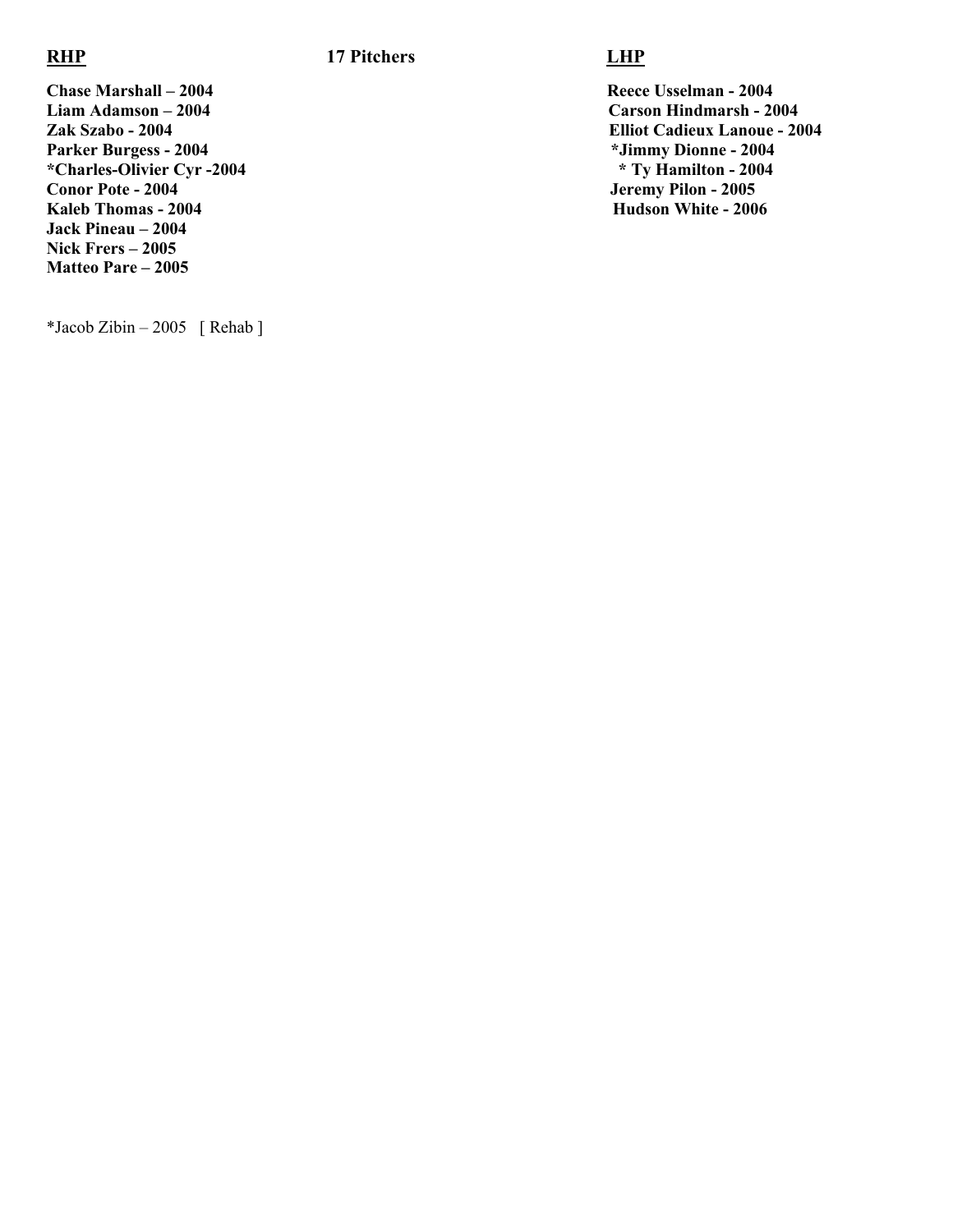**RHP** **17 Pitchers** **LHP**

**RHP**

**Chase Marshall – 2004**
**Liam Adamson – 2004**
**Zak Szabo - 2004**
**Parker Burgess - 2004**
**\*Charles-Olivier Cyr -2004**
**Conor Pote - 2004**
**Kaleb Thomas - 2004**
**Jack Pineau – 2004**
**Nick Frers – 2005**
**Matteo Pare – 2005**

**LHP**

**Reece Usselman - 2004**
**Carson Hindmarsh - 2004**
**Elliot Cadieux Lanoue - 2004**
**\*Jimmy Dionne - 2004**
**\* Ty Hamilton - 2004**
**Jeremy Pilon - 2005**
**Hudson White - 2006**

\*Jacob Zibin – 2005 [ Rehab ]